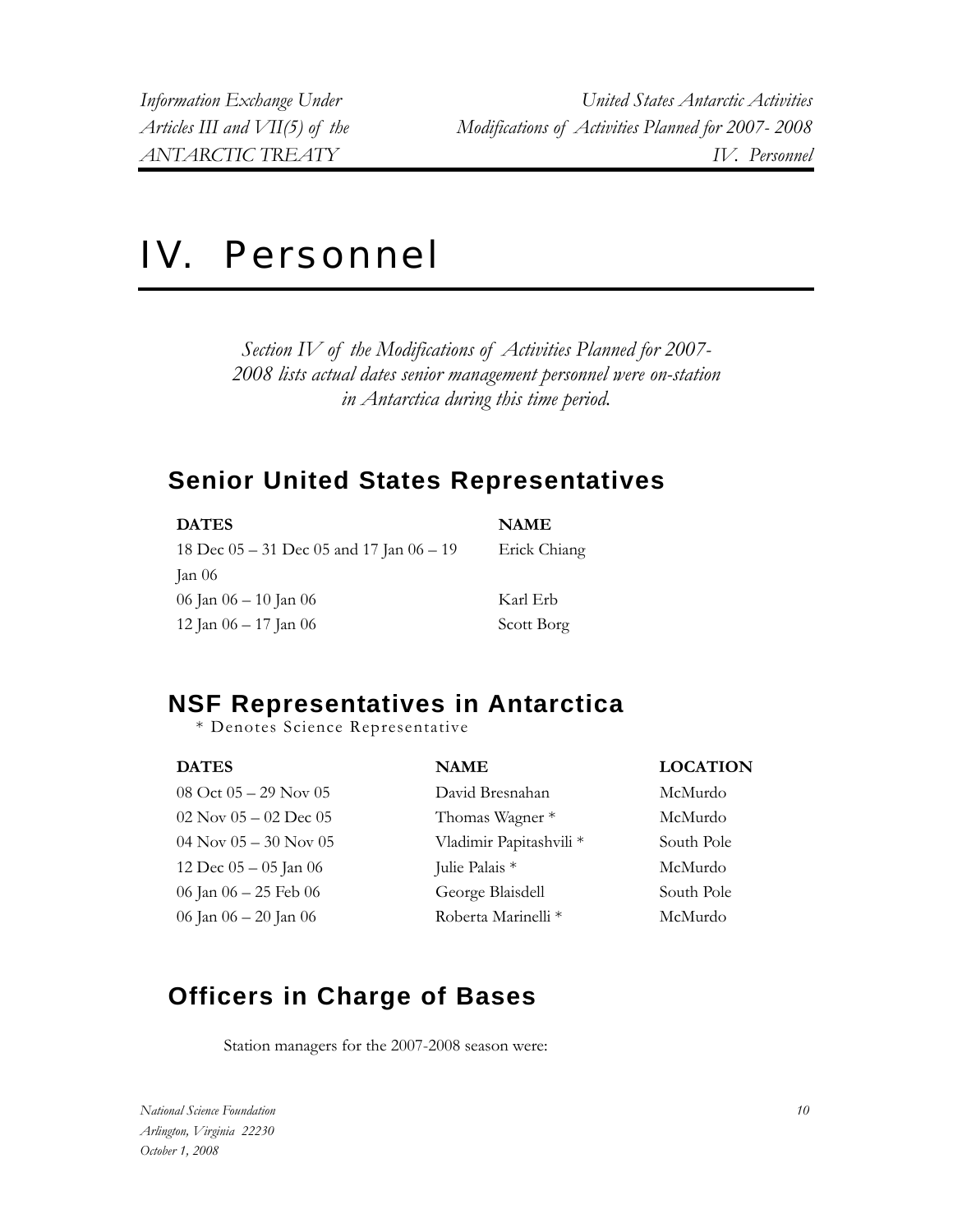# IV. Personnel

*Section IV of the Modifications of Activities Planned for 2007-2008 lists actual dates senior management personnel were on-station in Antarctica during this time period.*

## Senior United States Representatives

| DATES | NAME |
|---|---|
| 18 Dec 05 – 31 Dec 05 and 17 Jan 06 – 19 Jan 06 | Erick Chiang |
| 06 Jan 06 – 10 Jan 06 | Karl Erb |
| 12 Jan 06 – 17 Jan 06 | Scott Borg |

## NSF Representatives in Antarctica

\* Denotes Science Representative

| DATES | NAME | LOCATION |
|---|---|---|
| 08 Oct 05 – 29 Nov 05 | David Bresnahan | McMurdo |
| 02 Nov 05 – 02 Dec 05 | Thomas Wagner * | McMurdo |
| 04 Nov 05 – 30 Nov 05 | Vladimir Papitashvili * | South Pole |
| 12 Dec 05 – 05 Jan 06 | Julie Palais * | McMurdo |
| 06 Jan 06 – 25 Feb 06 | George Blaisdell | South Pole |
| 06 Jan 06 – 20 Jan 06 | Roberta Marinelli * | McMurdo |

## Officers in Charge of Bases

Station managers for the 2007-2008 season were: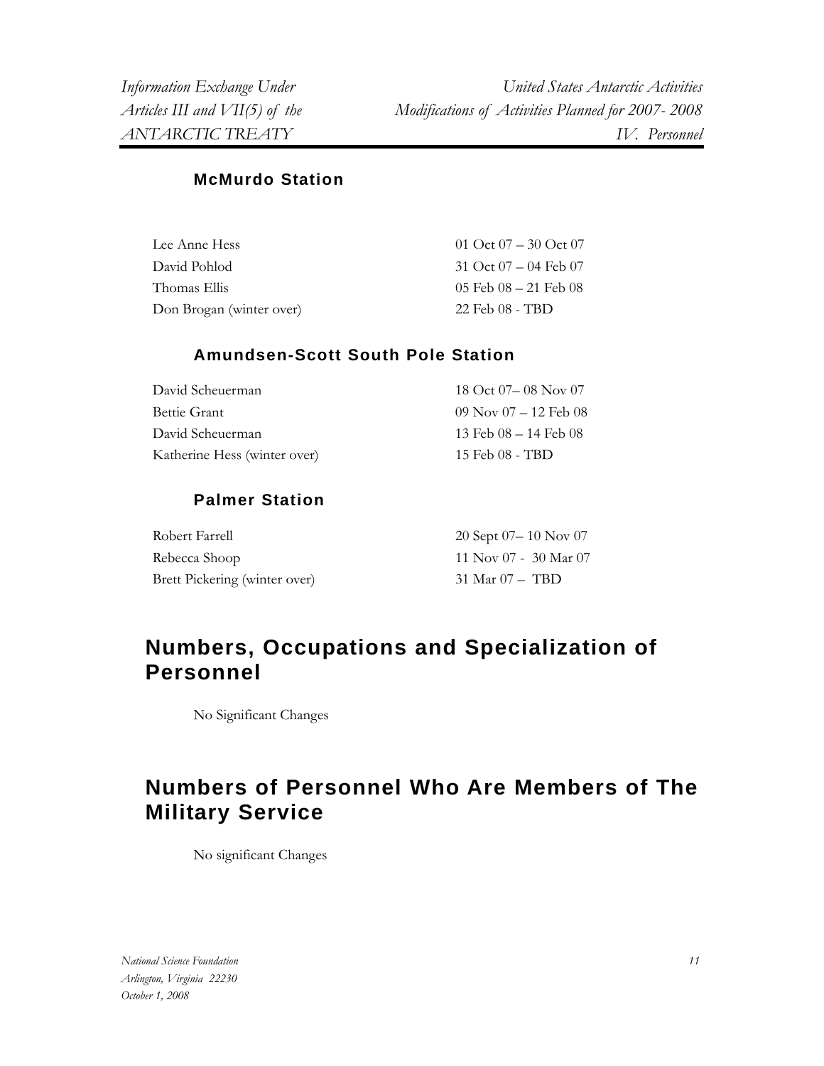### McMurdo Station

| | |
|---|---|
| Lee Anne Hess | 01 Oct 07 – 30 Oct 07 |
| David Pohlod | 31 Oct 07 – 04 Feb 07 |
| Thomas Ellis | 05 Feb 08 – 21 Feb 08 |
| Don Brogan (winter over) | 22 Feb 08 - TBD |

### Amundsen-Scott South Pole Station

| | |
|---|---|
| David Scheuerman | 18 Oct 07– 08 Nov 07 |
| Bettie Grant | 09 Nov 07 – 12 Feb 08 |
| David Scheuerman | 13 Feb 08 – 14 Feb 08 |
| Katherine Hess (winter over) | 15 Feb 08 - TBD |

### Palmer Station

| | |
|---|---|
| Robert Farrell | 20 Sept 07– 10 Nov 07 |
| Rebecca Shoop | 11 Nov 07 - 30 Mar 07 |
| Brett Pickering (winter over) | 31 Mar 07 – TBD |

## Numbers, Occupations and Specialization of Personnel

No Significant Changes

## Numbers of Personnel Who Are Members of The Military Service

No significant Changes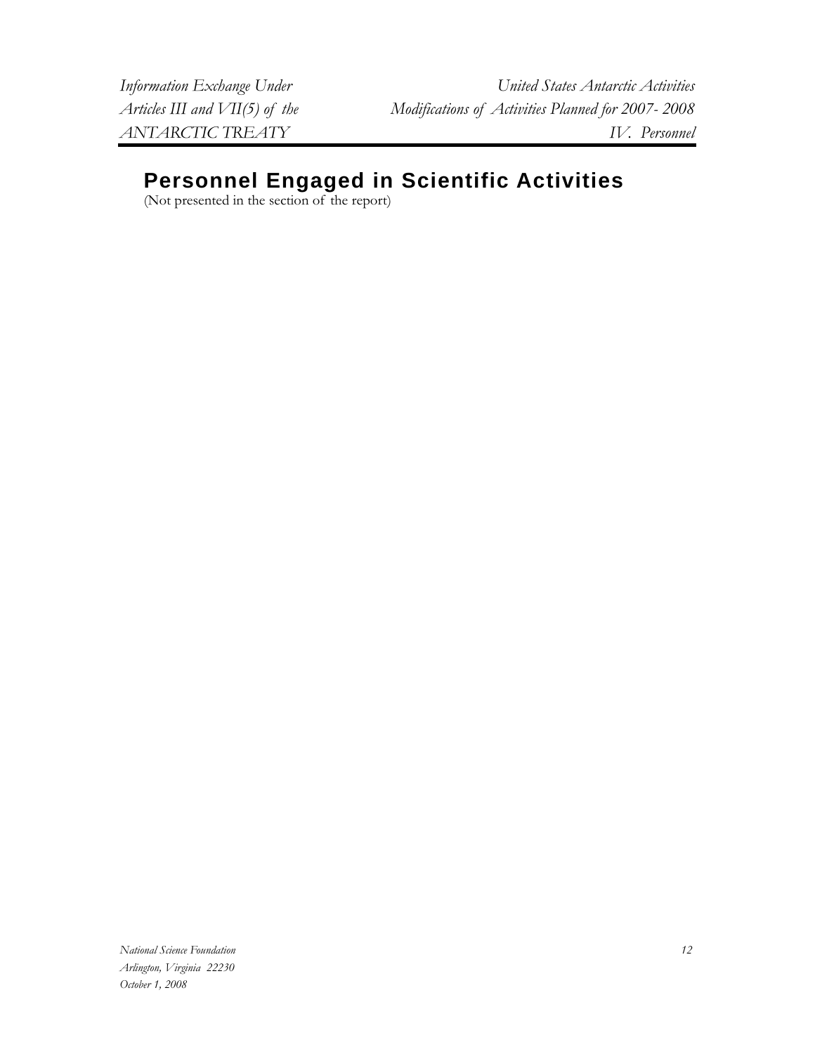## Personnel Engaged in Scientific Activities

(Not presented in the section of the report)